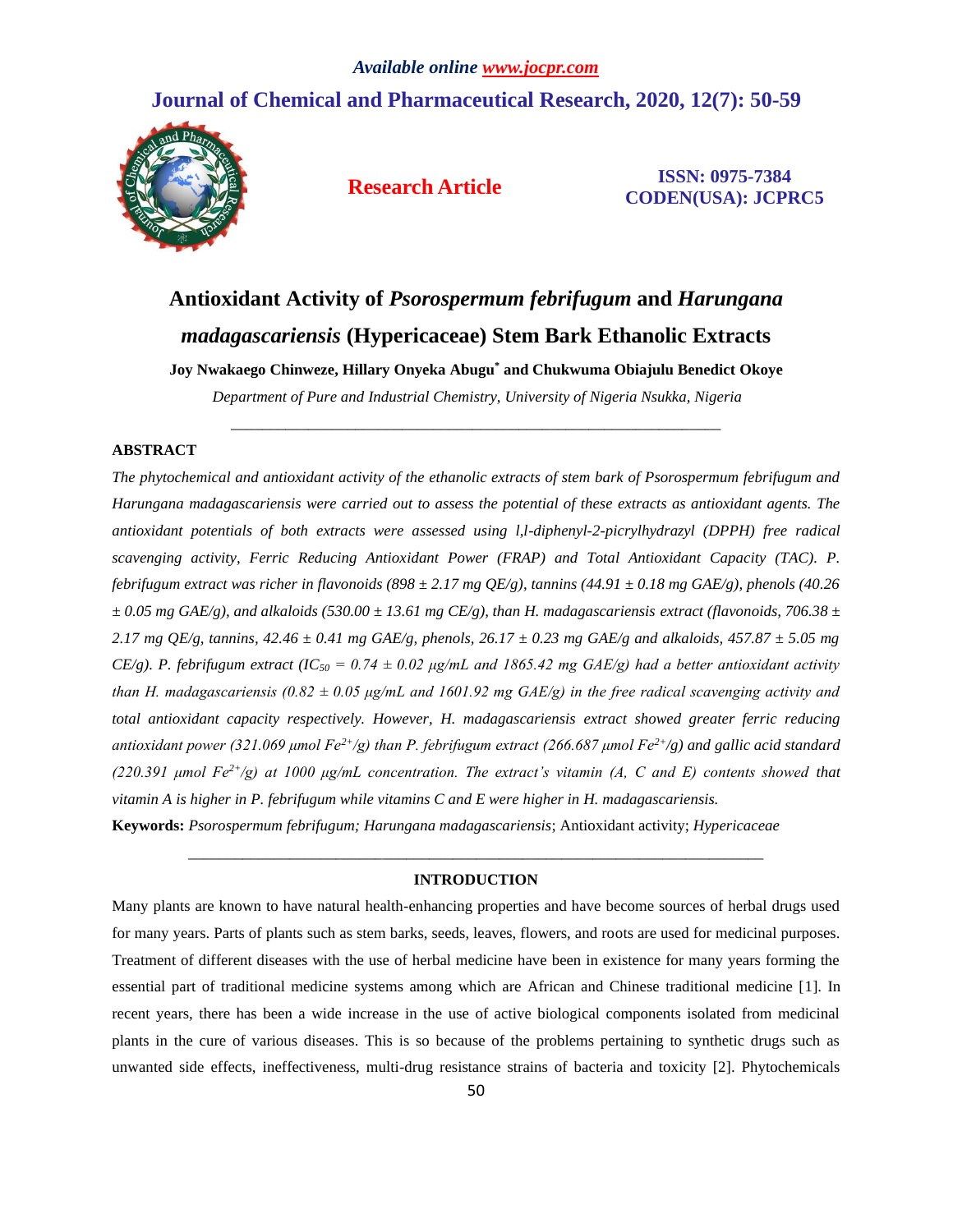*Available online www.jocpr.com*

**Journal of Chemical and Pharmaceutical Research, 2020, 12(7): 50-59**

**Research Article**

**ISSN: 0975-7384**
**CODEN(USA): JCPRC5**

# Antioxidant Activity of *Psorospermum febrifugum* and *Harungana madagascariensis* (Hypericaceae) Stem Bark Ethanolic Extracts

**Joy Nwakaego Chinweze, Hillary Onyeka Abugu\* and Chukwuma Obiajulu Benedict Okoye**

*Department of Pure and Industrial Chemistry, University of Nigeria Nsukka, Nigeria*

---

## ABSTRACT

*The phytochemical and antioxidant activity of the ethanolic extracts of stem bark of Psorospermum febrifugum and Harungana madagascariensis were carried out to assess the potential of these extracts as antioxidant agents. The antioxidant potentials of both extracts were assessed using l,l-diphenyl-2-picrylhydrazyl (DPPH) free radical scavenging activity, Ferric Reducing Antioxidant Power (FRAP) and Total Antioxidant Capacity (TAC). P. febrifugum extract was richer in flavonoids (898 ± 2.17 mg QE/g), tannins (44.91 ± 0.18 mg GAE/g), phenols (40.26 ± 0.05 mg GAE/g), and alkaloids (530.00 ± 13.61 mg CE/g), than H. madagascariensis extract (flavonoids, 706.38 ± 2.17 mg QE/g, tannins, 42.46 ± 0.41 mg GAE/g, phenols, 26.17 ± 0.23 mg GAE/g and alkaloids, 457.87 ± 5.05 mg CE/g). P. febrifugum extract ($IC_{50}$ = 0.74 ± 0.02 μg/mL and 1865.42 mg GAE/g) had a better antioxidant activity than H. madagascariensis (0.82 ± 0.05 μg/mL and 1601.92 mg GAE/g) in the free radical scavenging activity and total antioxidant capacity respectively. However, H. madagascariensis extract showed greater ferric reducing antioxidant power (321.069 μmol $Fe^{2+}$/g) than P. febrifugum extract (266.687 μmol $Fe^{2+}$/g) and gallic acid standard (220.391 μmol $Fe^{2+}$/g) at 1000 μg/mL concentration. The extract's vitamin (A, C and E) contents showed that vitamin A is higher in P. febrifugum while vitamins C and E were higher in H. madagascariensis.*

**Keywords:** *Psorospermum febrifugum; Harungana madagascariensis*; Antioxidant activity; *Hypericaceae*

---

## INTRODUCTION

Many plants are known to have natural health-enhancing properties and have become sources of herbal drugs used for many years. Parts of plants such as stem barks, seeds, leaves, flowers, and roots are used for medicinal purposes. Treatment of different diseases with the use of herbal medicine have been in existence for many years forming the essential part of traditional medicine systems among which are African and Chinese traditional medicine [1]. In recent years, there has been a wide increase in the use of active biological components isolated from medicinal plants in the cure of various diseases. This is so because of the problems pertaining to synthetic drugs such as unwanted side effects, ineffectiveness, multi-drug resistance strains of bacteria and toxicity [2]. Phytochemicals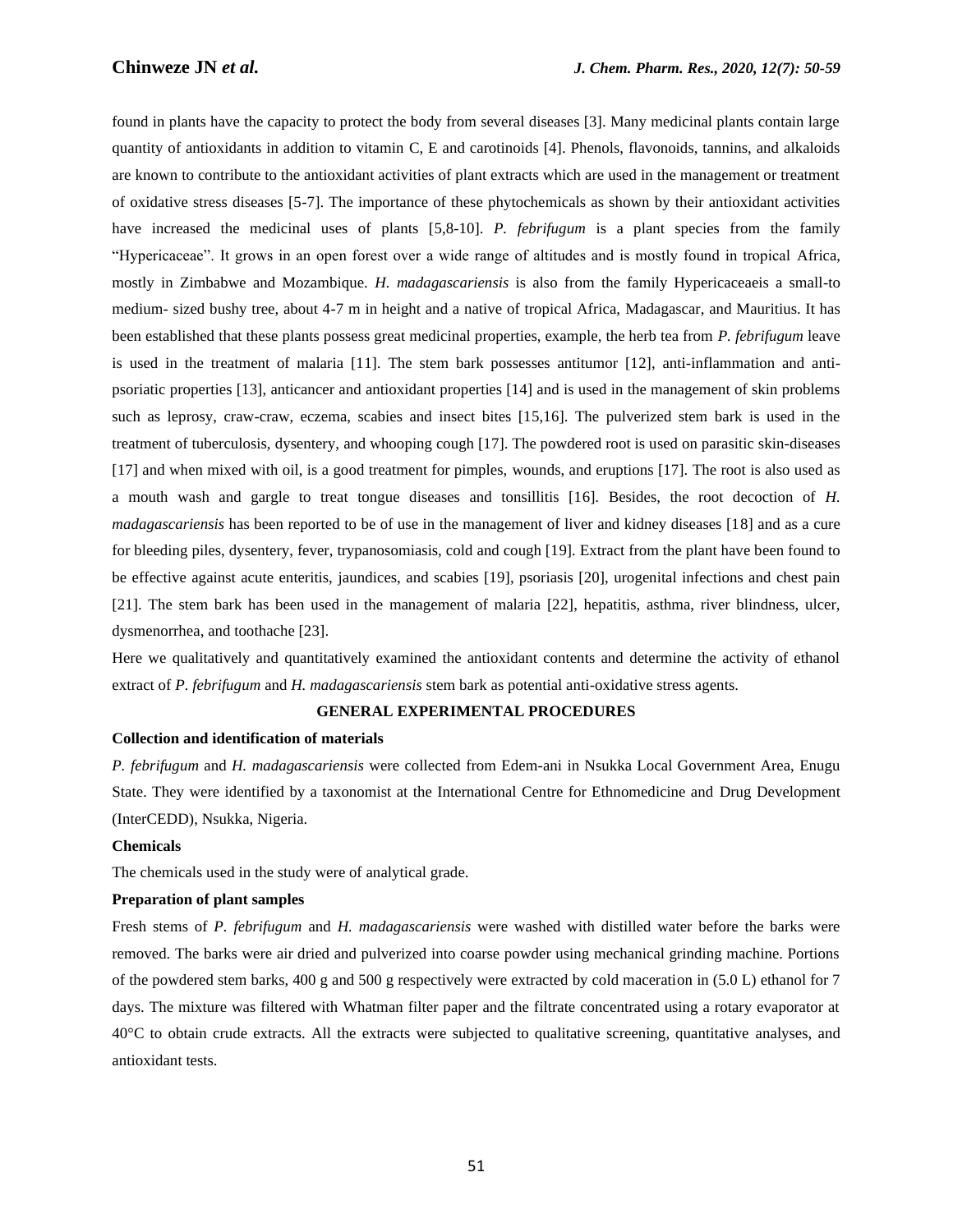found in plants have the capacity to protect the body from several diseases [3]. Many medicinal plants contain large quantity of antioxidants in addition to vitamin C, E and carotinoids [4]. Phenols, flavonoids, tannins, and alkaloids are known to contribute to the antioxidant activities of plant extracts which are used in the management or treatment of oxidative stress diseases [5-7]. The importance of these phytochemicals as shown by their antioxidant activities have increased the medicinal uses of plants [5,8-10]. *P. febrifugum* is a plant species from the family "Hypericaceae". It grows in an open forest over a wide range of altitudes and is mostly found in tropical Africa, mostly in Zimbabwe and Mozambique. *H. madagascariensis* is also from the family Hypericaceaeis a small-to medium- sized bushy tree, about 4-7 m in height and a native of tropical Africa, Madagascar, and Mauritius. It has been established that these plants possess great medicinal properties, example, the herb tea from *P. febrifugum* leave is used in the treatment of malaria [11]. The stem bark possesses antitumor [12], anti-inflammation and anti-psoriatic properties [13], anticancer and antioxidant properties [14] and is used in the management of skin problems such as leprosy, craw-craw, eczema, scabies and insect bites [15,16]. The pulverized stem bark is used in the treatment of tuberculosis, dysentery, and whooping cough [17]. The powdered root is used on parasitic skin-diseases [17] and when mixed with oil, is a good treatment for pimples, wounds, and eruptions [17]. The root is also used as a mouth wash and gargle to treat tongue diseases and tonsillitis [16]. Besides, the root decoction of *H. madagascariensis* has been reported to be of use in the management of liver and kidney diseases [18] and as a cure for bleeding piles, dysentery, fever, trypanosomiasis, cold and cough [19]. Extract from the plant have been found to be effective against acute enteritis, jaundices, and scabies [19], psoriasis [20], urogenital infections and chest pain [21]. The stem bark has been used in the management of malaria [22], hepatitis, asthma, river blindness, ulcer, dysmenorrhea, and toothache [23].

Here we qualitatively and quantitatively examined the antioxidant contents and determine the activity of ethanol extract of *P. febrifugum* and *H. madagascariensis* stem bark as potential anti-oxidative stress agents.

## GENERAL EXPERIMENTAL PROCEDURES

### Collection and identification of materials

*P. febrifugum* and *H. madagascariensis* were collected from Edem-ani in Nsukka Local Government Area, Enugu State. They were identified by a taxonomist at the International Centre for Ethnomedicine and Drug Development (InterCEDD), Nsukka, Nigeria.

### Chemicals

The chemicals used in the study were of analytical grade.

### Preparation of plant samples

Fresh stems of *P. febrifugum* and *H. madagascariensis* were washed with distilled water before the barks were removed. The barks were air dried and pulverized into coarse powder using mechanical grinding machine. Portions of the powdered stem barks, 400 g and 500 g respectively were extracted by cold maceration in (5.0 L) ethanol for 7 days. The mixture was filtered with Whatman filter paper and the filtrate concentrated using a rotary evaporator at 40°C to obtain crude extracts. All the extracts were subjected to qualitative screening, quantitative analyses, and antioxidant tests.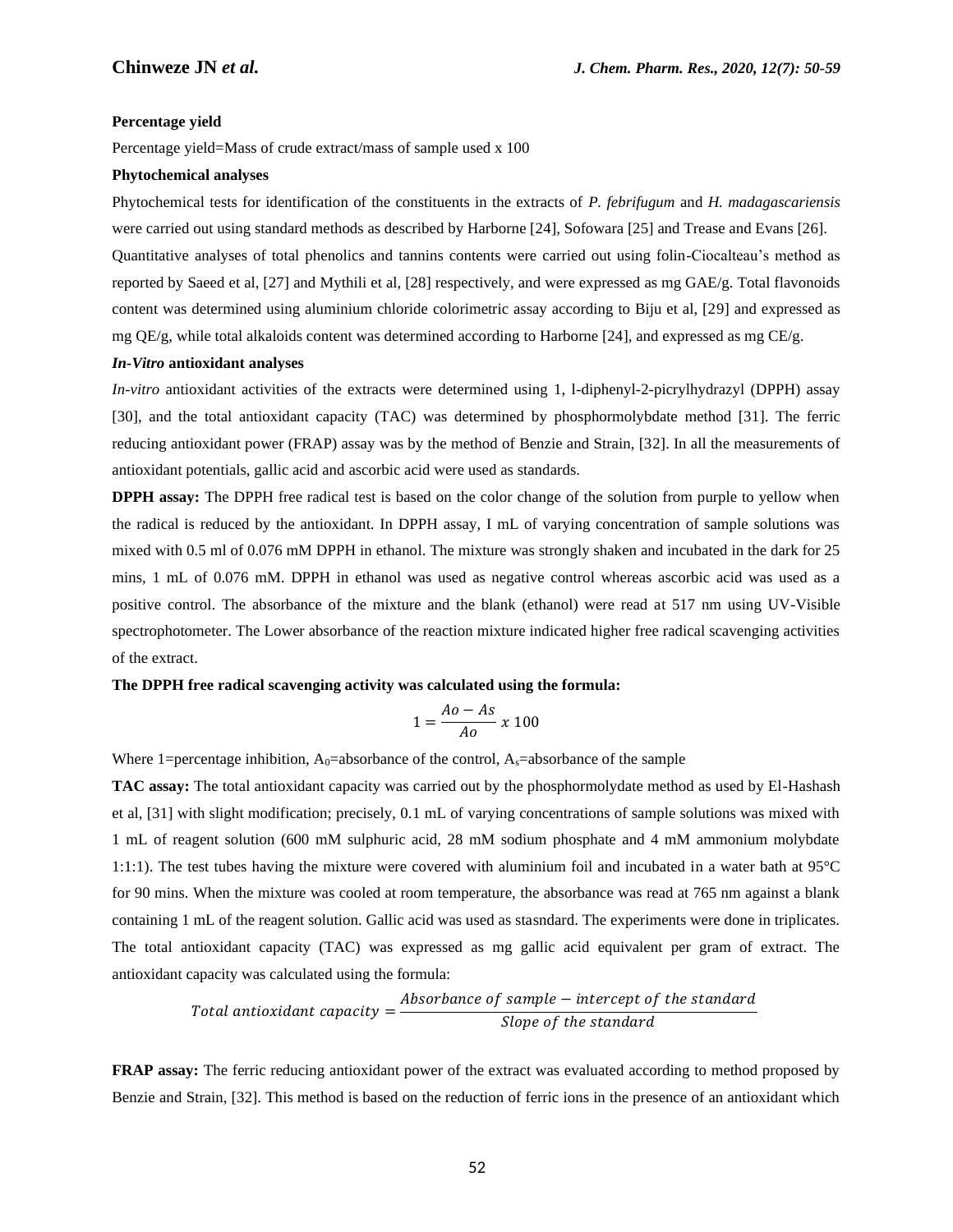**Percentage yield**

Percentage yield=Mass of crude extract/mass of sample used x 100

**Phytochemical analyses**

Phytochemical tests for identification of the constituents in the extracts of *P. febrifugum* and *H. madagascariensis* were carried out using standard methods as described by Harborne [24], Sofowara [25] and Trease and Evans [26]. Quantitative analyses of total phenolics and tannins contents were carried out using folin-Ciocalteau's method as reported by Saeed et al, [27] and Mythili et al, [28] respectively, and were expressed as mg GAE/g. Total flavonoids content was determined using aluminium chloride colorimetric assay according to Biju et al, [29] and expressed as mg QE/g, while total alkaloids content was determined according to Harborne [24], and expressed as mg CE/g.

***In-Vitro* antioxidant analyses**

*In-vitro* antioxidant activities of the extracts were determined using 1, l-diphenyl-2-picrylhydrazyl (DPPH) assay [30], and the total antioxidant capacity (TAC) was determined by phosphormolybdate method [31]. The ferric reducing antioxidant power (FRAP) assay was by the method of Benzie and Strain, [32]. In all the measurements of antioxidant potentials, gallic acid and ascorbic acid were used as standards.

**DPPH assay:** The DPPH free radical test is based on the color change of the solution from purple to yellow when the radical is reduced by the antioxidant. In DPPH assay, I mL of varying concentration of sample solutions was mixed with 0.5 ml of 0.076 mM DPPH in ethanol. The mixture was strongly shaken and incubated in the dark for 25 mins, 1 mL of 0.076 mM. DPPH in ethanol was used as negative control whereas ascorbic acid was used as a positive control. The absorbance of the mixture and the blank (ethanol) were read at 517 nm using UV-Visible spectrophotometer. The Lower absorbance of the reaction mixture indicated higher free radical scavenging activities of the extract.

**The DPPH free radical scavenging activity was calculated using the formula:**

$$1 = \frac{Ao - As}{Ao} \; x \; 100$$

Where 1=percentage inhibition, $A_0$=absorbance of the control, $A_s$=absorbance of the sample

**TAC assay:** The total antioxidant capacity was carried out by the phosphormolydate method as used by El-Hashash et al, [31] with slight modification; precisely, 0.1 mL of varying concentrations of sample solutions was mixed with 1 mL of reagent solution (600 mM sulphuric acid, 28 mM sodium phosphate and 4 mM ammonium molybdate 1:1:1). The test tubes having the mixture were covered with aluminium foil and incubated in a water bath at 95°C for 90 mins. When the mixture was cooled at room temperature, the absorbance was read at 765 nm against a blank containing 1 mL of the reagent solution. Gallic acid was used as stasndard. The experiments were done in triplicates. The total antioxidant capacity (TAC) was expressed as mg gallic acid equivalent per gram of extract. The antioxidant capacity was calculated using the formula:

$$Total\ antioxidant\ capacity = \frac{Absorbance\ of\ sample - intercept\ of\ the\ standard}{Slope\ of\ the\ standard}$$

**FRAP assay:** The ferric reducing antioxidant power of the extract was evaluated according to method proposed by Benzie and Strain, [32]. This method is based on the reduction of ferric ions in the presence of an antioxidant which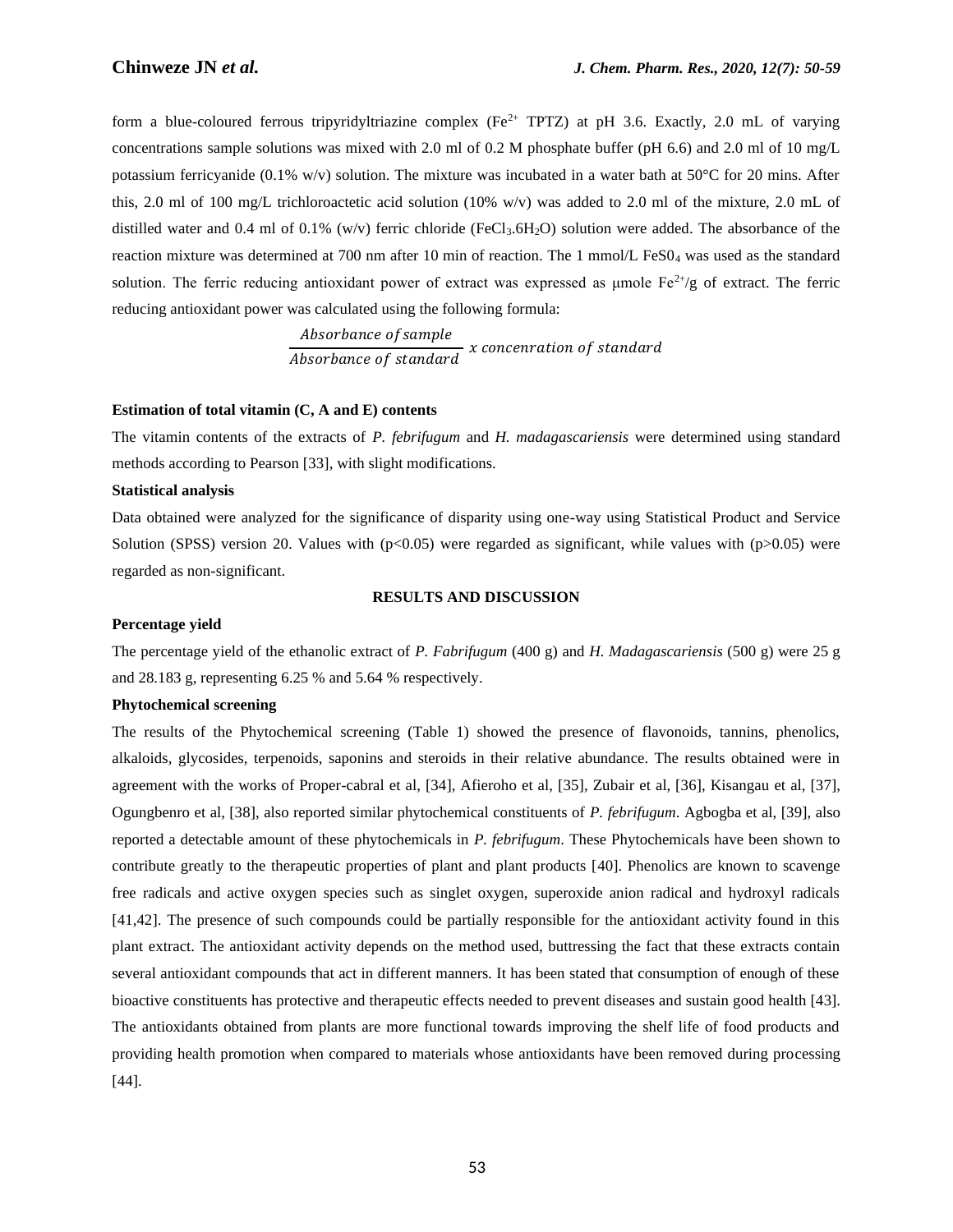form a blue-coloured ferrous tripyridyltriazine complex ($Fe^{2+}$ TPTZ) at pH 3.6. Exactly, 2.0 mL of varying concentrations sample solutions was mixed with 2.0 ml of 0.2 M phosphate buffer (pH 6.6) and 2.0 ml of 10 mg/L potassium ferricyanide (0.1% w/v) solution. The mixture was incubated in a water bath at 50°C for 20 mins. After this, 2.0 ml of 100 mg/L trichloroactetic acid solution (10% w/v) was added to 2.0 ml of the mixture, 2.0 mL of distilled water and 0.4 ml of 0.1% (w/v) ferric chloride ($FeCl_3.6H_2O$) solution were added. The absorbance of the reaction mixture was determined at 700 nm after 10 min of reaction. The 1 mmol/L $FeS0_4$ was used as the standard solution. The ferric reducing antioxidant power of extract was expressed as μmole $Fe^{2+}$/g of extract. The ferric reducing antioxidant power was calculated using the following formula:

$$\frac{Absorbance\ of\ sample}{Absorbance\ of\ standard}\ x\ concenration\ of\ standard$$

**Estimation of total vitamin (C, A and E) contents**

The vitamin contents of the extracts of *P. febrifugum* and *H. madagascariensis* were determined using standard methods according to Pearson [33], with slight modifications.

**Statistical analysis**

Data obtained were analyzed for the significance of disparity using one-way using Statistical Product and Service Solution (SPSS) version 20. Values with ($p<0.05$) were regarded as significant, while values with ($p>0.05$) were regarded as non-significant.

## RESULTS AND DISCUSSION

**Percentage yield**

The percentage yield of the ethanolic extract of *P. Fabrifugum* (400 g) and *H. Madagascariensis* (500 g) were 25 g and 28.183 g, representing 6.25 % and 5.64 % respectively.

**Phytochemical screening**

The results of the Phytochemical screening (Table 1) showed the presence of flavonoids, tannins, phenolics, alkaloids, glycosides, terpenoids, saponins and steroids in their relative abundance. The results obtained were in agreement with the works of Proper-cabral et al, [34], Afieroho et al, [35], Zubair et al, [36], Kisangau et al, [37], Ogungbenro et al, [38], also reported similar phytochemical constituents of *P. febrifugum*. Agbogba et al, [39], also reported a detectable amount of these phytochemicals in *P. febrifugum*. These Phytochemicals have been shown to contribute greatly to the therapeutic properties of plant and plant products [40]. Phenolics are known to scavenge free radicals and active oxygen species such as singlet oxygen, superoxide anion radical and hydroxyl radicals [41,42]. The presence of such compounds could be partially responsible for the antioxidant activity found in this plant extract. The antioxidant activity depends on the method used, buttressing the fact that these extracts contain several antioxidant compounds that act in different manners. It has been stated that consumption of enough of these bioactive constituents has protective and therapeutic effects needed to prevent diseases and sustain good health [43]. The antioxidants obtained from plants are more functional towards improving the shelf life of food products and providing health promotion when compared to materials whose antioxidants have been removed during processing [44].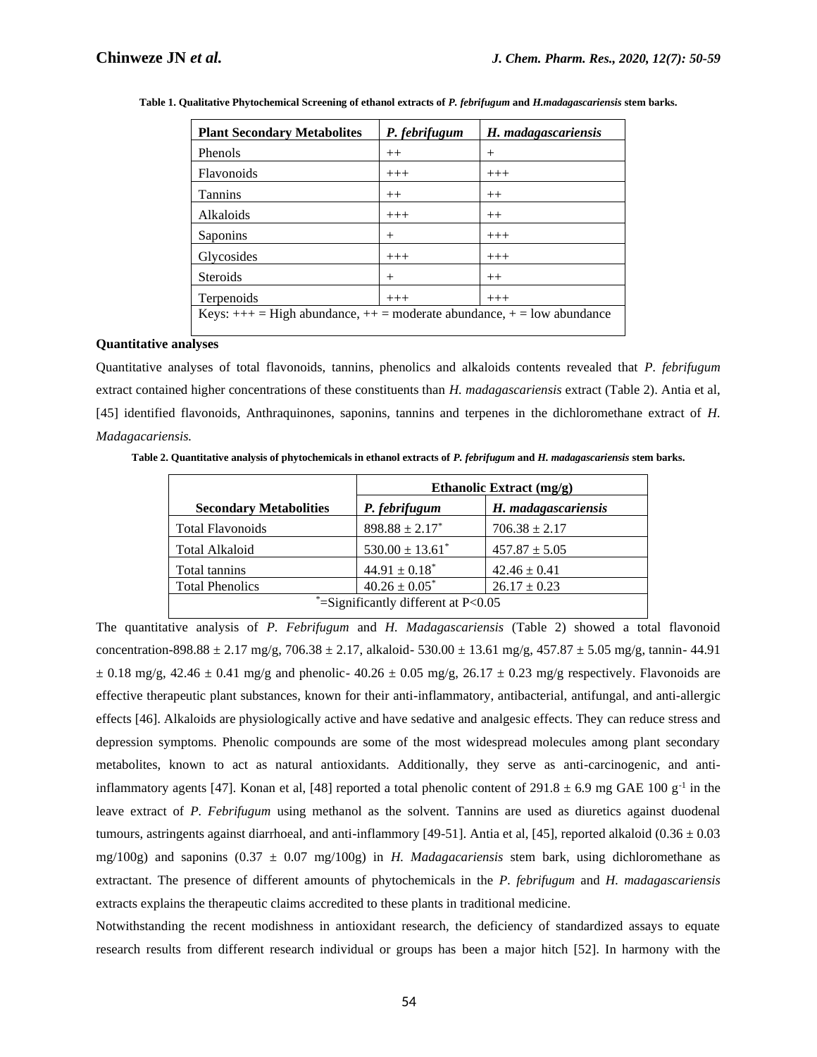**Table 1. Qualitative Phytochemical Screening of ethanol extracts of *P. febrifugum* and *H.madagascariensis* stem barks.**

| Plant Secondary Metabolites | *P. febrifugum* | *H. madagascariensis* |
|---|---|---|
| Phenols | ++ | + |
| Flavonoids | +++ | +++ |
| Tannins | ++ | ++ |
| Alkaloids | +++ | ++ |
| Saponins | + | +++ |
| Glycosides | +++ | +++ |
| Steroids | + | ++ |
| Terpenoids | +++ | +++ |
| Keys: +++ = High abundance, ++ = moderate abundance, + = low abundance | | |

**Quantitative analyses**

Quantitative analyses of total flavonoids, tannins, phenolics and alkaloids contents revealed that *P. febrifugum* extract contained higher concentrations of these constituents than *H. madagascariensis* extract (Table 2). Antia et al, [45] identified flavonoids, Anthraquinones, saponins, tannins and terpenes in the dichloromethane extract of *H. Madagacariensis.*

**Table 2. Quantitative analysis of phytochemicals in ethanol extracts of *P. febrifugum* and *H. madagascariensis* stem barks.**

| | Ethanolic Extract (mg/g) | |
|---|---|---|
| **Secondary Metabolities** | ***P. febrifugum*** | ***H. madagascariensis*** |
| Total Flavonoids | 898.88 ± 2.17* | 706.38 ± 2.17 |
| Total Alkaloid | 530.00 ± 13.61* | 457.87 ± 5.05 |
| Total tannins | 44.91 ± 0.18* | 42.46 ± 0.41 |
| Total Phenolics | 40.26 ± 0.05* | 26.17 ± 0.23 |
| *=Significantly different at P<0.05 | | |

The quantitative analysis of *P. Febrifugum* and *H. Madagascariensis* (Table 2) showed a total flavonoid concentration-898.88 ± 2.17 mg/g, 706.38 ± 2.17, alkaloid- 530.00 ± 13.61 mg/g, 457.87 ± 5.05 mg/g, tannin- 44.91 ± 0.18 mg/g, 42.46 ± 0.41 mg/g and phenolic- 40.26 ± 0.05 mg/g, 26.17 ± 0.23 mg/g respectively. Flavonoids are effective therapeutic plant substances, known for their anti-inflammatory, antibacterial, antifungal, and anti-allergic effects [46]. Alkaloids are physiologically active and have sedative and analgesic effects. They can reduce stress and depression symptoms. Phenolic compounds are some of the most widespread molecules among plant secondary metabolites, known to act as natural antioxidants. Additionally, they serve as anti-carcinogenic, and anti-inflammatory agents [47]. Konan et al, [48] reported a total phenolic content of 291.8 ± 6.9 mg GAE 100 $g^{-1}$ in the leave extract of *P. Febrifugum* using methanol as the solvent. Tannins are used as diuretics against duodenal tumours, astringents against diarrhoeal, and anti-inflammory [49-51]. Antia et al, [45], reported alkaloid (0.36 ± 0.03 mg/100g) and saponins (0.37 ± 0.07 mg/100g) in *H. Madagacariensis* stem bark, using dichloromethane as extractant. The presence of different amounts of phytochemicals in the *P. febrifugum* and *H. madagascariensis* extracts explains the therapeutic claims accredited to these plants in traditional medicine.

Notwithstanding the recent modishness in antioxidant research, the deficiency of standardized assays to equate research results from different research individual or groups has been a major hitch [52]. In harmony with the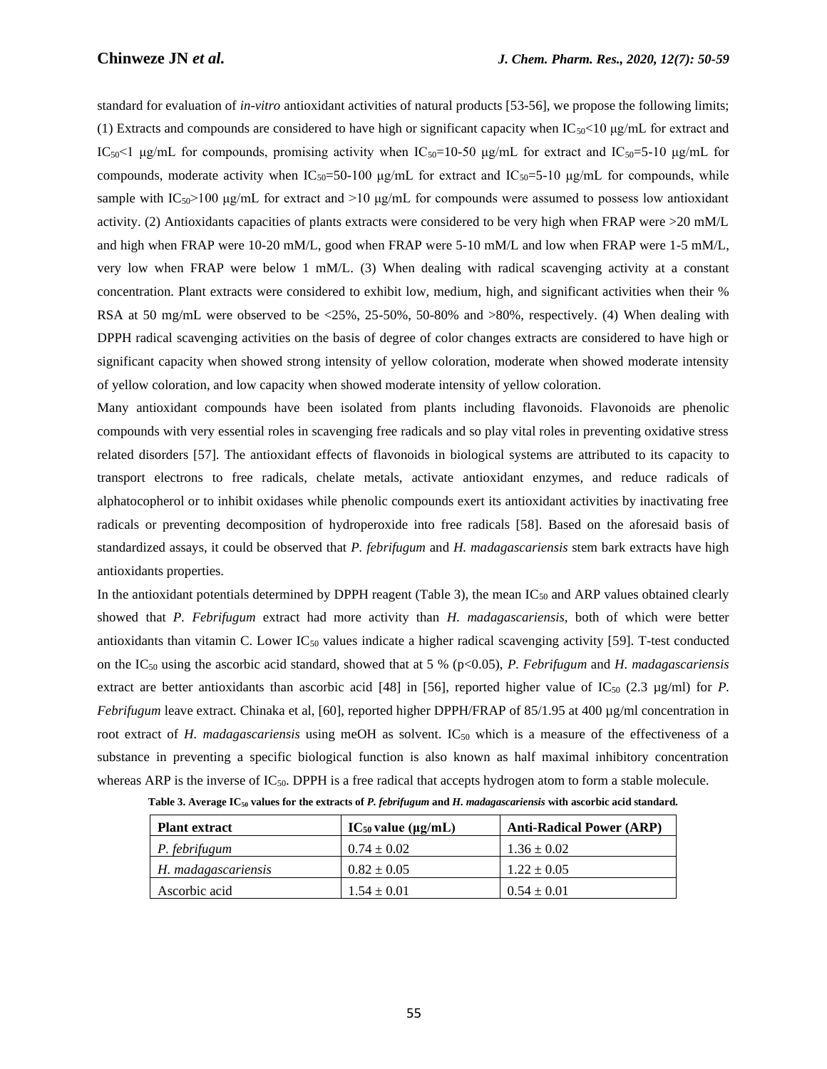standard for evaluation of *in-vitro* antioxidant activities of natural products [53-56], we propose the following limits; (1) Extracts and compounds are considered to have high or significant capacity when $IC_{50}$<10 μg/mL for extract and $IC_{50}$<1 μg/mL for compounds, promising activity when $IC_{50}$=10-50 μg/mL for extract and $IC_{50}$=5-10 μg/mL for compounds, moderate activity when $IC_{50}$=50-100 μg/mL for extract and $IC_{50}$=5-10 μg/mL for compounds, while sample with $IC_{50}$>100 μg/mL for extract and >10 μg/mL for compounds were assumed to possess low antioxidant activity. (2) Antioxidants capacities of plants extracts were considered to be very high when FRAP were >20 mM/L and high when FRAP were 10-20 mM/L, good when FRAP were 5-10 mM/L and low when FRAP were 1-5 mM/L, very low when FRAP were below 1 mM/L. (3) When dealing with radical scavenging activity at a constant concentration. Plant extracts were considered to exhibit low, medium, high, and significant activities when their % RSA at 50 mg/mL were observed to be <25%, 25-50%, 50-80% and >80%, respectively. (4) When dealing with DPPH radical scavenging activities on the basis of degree of color changes extracts are considered to have high or significant capacity when showed strong intensity of yellow coloration, moderate when showed moderate intensity of yellow coloration, and low capacity when showed moderate intensity of yellow coloration.

Many antioxidant compounds have been isolated from plants including flavonoids. Flavonoids are phenolic compounds with very essential roles in scavenging free radicals and so play vital roles in preventing oxidative stress related disorders [57]. The antioxidant effects of flavonoids in biological systems are attributed to its capacity to transport electrons to free radicals, chelate metals, activate antioxidant enzymes, and reduce radicals of alphatocopherol or to inhibit oxidases while phenolic compounds exert its antioxidant activities by inactivating free radicals or preventing decomposition of hydroperoxide into free radicals [58]. Based on the aforesaid basis of standardized assays, it could be observed that *P. febrifugum* and *H. madagascariensis* stem bark extracts have high antioxidants properties.

In the antioxidant potentials determined by DPPH reagent (Table 3), the mean $IC_{50}$ and ARP values obtained clearly showed that *P. Febrifugum* extract had more activity than *H. madagascariensis,* both of which were better antioxidants than vitamin C. Lower $IC_{50}$ values indicate a higher radical scavenging activity [59]. T-test conducted on the $IC_{50}$ using the ascorbic acid standard, showed that at 5 % ($p<0.05$), *P. Febrifugum* and *H. madagascariensis* extract are better antioxidants than ascorbic acid [48] in [56], reported higher value of $IC_{50}$ (2.3 μg/ml) for *P. Febrifugum* leave extract. Chinaka et al, [60], reported higher DPPH/FRAP of 85/1.95 at 400 μg/ml concentration in root extract of *H. madagascariensis* using meOH as solvent. $IC_{50}$ which is a measure of the effectiveness of a substance in preventing a specific biological function is also known as half maximal inhibitory concentration whereas ARP is the inverse of $IC_{50}$. DPPH is a free radical that accepts hydrogen atom to form a stable molecule.

**Table 3. Average $IC_{50}$ values for the extracts of *P. febrifugum* and *H. madagascariensis* with ascorbic acid standard.**

| Plant extract | $IC_{50}$ value (μg/mL) | Anti-Radical Power (ARP) |
|---|---|---|
| *P. febrifugum* | 0.74 ± 0.02 | 1.36 ± 0.02 |
| *H. madagascariensis* | 0.82 ± 0.05 | 1.22 ± 0.05 |
| Ascorbic acid | 1.54 ± 0.01 | 0.54 ± 0.01 |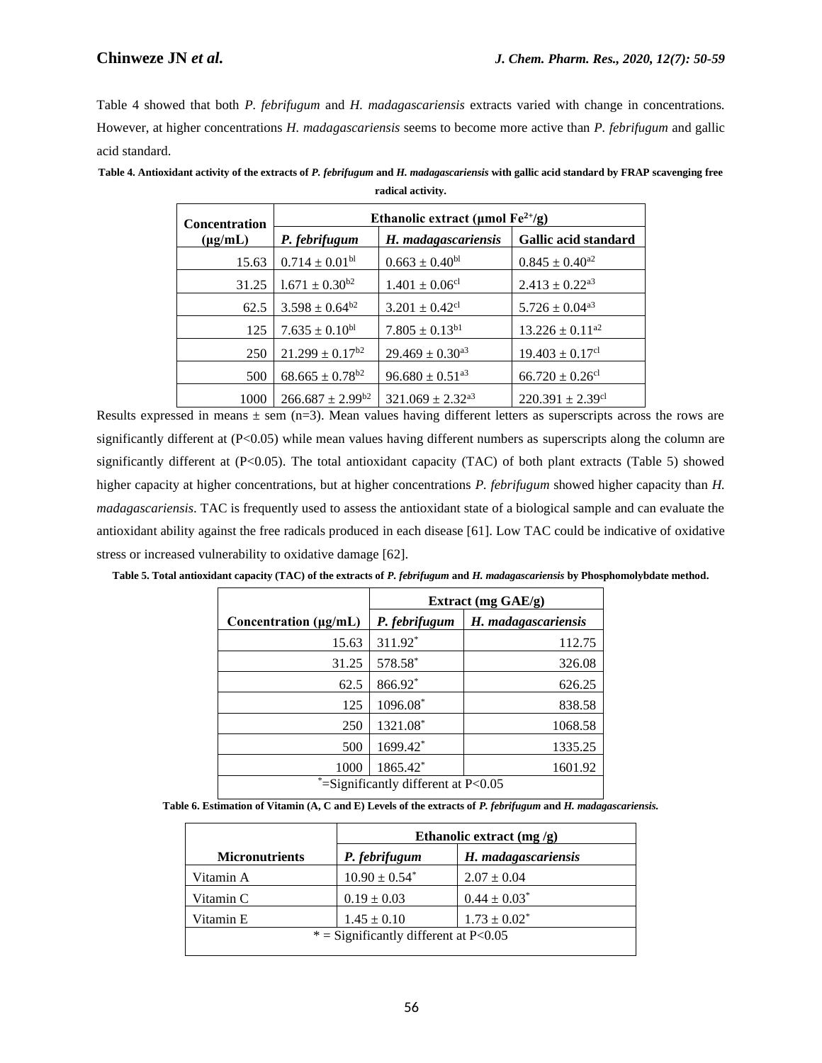Table 4 showed that both *P. febrifugum* and *H. madagascariensis* extracts varied with change in concentrations. However, at higher concentrations *H. madagascariensis* seems to become more active than *P. febrifugum* and gallic acid standard.

**Table 4. Antioxidant activity of the extracts of *P. febrifugum* and *H. madagascariensis* with gallic acid standard by FRAP scavenging free radical activity.**

| Concentration (µg/mL) | Ethanolic extract (µmol $Fe^{2+}$/g) | | |
|---|---|---|---|
| | *P. febrifugum* | *H. madagascariensis* | Gallic acid standard |
| 15.63 | $0.714 \pm 0.01^{b1}$ | $0.663 \pm 0.40^{b1}$ | $0.845 \pm 0.40^{a2}$ |
| 31.25 | $1.671 \pm 0.30^{b2}$ | $1.401 \pm 0.06^{c1}$ | $2.413 \pm 0.22^{a3}$ |
| 62.5 | $3.598 \pm 0.64^{b2}$ | $3.201 \pm 0.42^{c1}$ | $5.726 \pm 0.04^{a3}$ |
| 125 | $7.635 \pm 0.10^{b1}$ | $7.805 \pm 0.13^{b1}$ | $13.226 \pm 0.11^{a2}$ |
| 250 | $21.299 \pm 0.17^{b2}$ | $29.469 \pm 0.30^{a3}$ | $19.403 \pm 0.17^{c1}$ |
| 500 | $68.665 \pm 0.78^{b2}$ | $96.680 \pm 0.51^{a3}$ | $66.720 \pm 0.26^{c1}$ |
| 1000 | $266.687 \pm 2.99^{b2}$ | $321.069 \pm 2.32^{a3}$ | $220.391 \pm 2.39^{c1}$ |

Results expressed in means ± sem (n=3). Mean values having different letters as superscripts across the rows are significantly different at (P<0.05) while mean values having different numbers as superscripts along the column are significantly different at (P<0.05). The total antioxidant capacity (TAC) of both plant extracts (Table 5) showed higher capacity at higher concentrations, but at higher concentrations *P. febrifugum* showed higher capacity than *H. madagascariensis*. TAC is frequently used to assess the antioxidant state of a biological sample and can evaluate the antioxidant ability against the free radicals produced in each disease [61]. Low TAC could be indicative of oxidative stress or increased vulnerability to oxidative damage [62].

**Table 5. Total antioxidant capacity (TAC) of the extracts of *P. febrifugum* and *H. madagascariensis* by Phosphomolybdate method.**

| | Extract (mg GAE/g) | |
|---|---|---|
| Concentration (µg/mL) | *P. febrifugum* | *H. madagascariensis* |
| 15.63 | 311.92* | 112.75 |
| 31.25 | 578.58* | 326.08 |
| 62.5 | 866.92* | 626.25 |
| 125 | 1096.08* | 838.58 |
| 250 | 1321.08* | 1068.58 |
| 500 | 1699.42* | 1335.25 |
| 1000 | 1865.42* | 1601.92 |
| *=Significantly different at P<0.05 | | |

**Table 6. Estimation of Vitamin (A, C and E) Levels of the extracts of *P. febrifugum* and *H. madagascariensis*.**

| | Ethanolic extract (mg /g) | |
|---|---|---|
| Micronutrients | *P. febrifugum* | *H. madagascariensis* |
| Vitamin A | $10.90 \pm 0.54^{*}$ | $2.07 \pm 0.04$ |
| Vitamin C | $0.19 \pm 0.03$ | $0.44 \pm 0.03^{*}$ |
| Vitamin E | $1.45 \pm 0.10$ | $1.73 \pm 0.02^{*}$ |
| * = Significantly different at P<0.05 | | |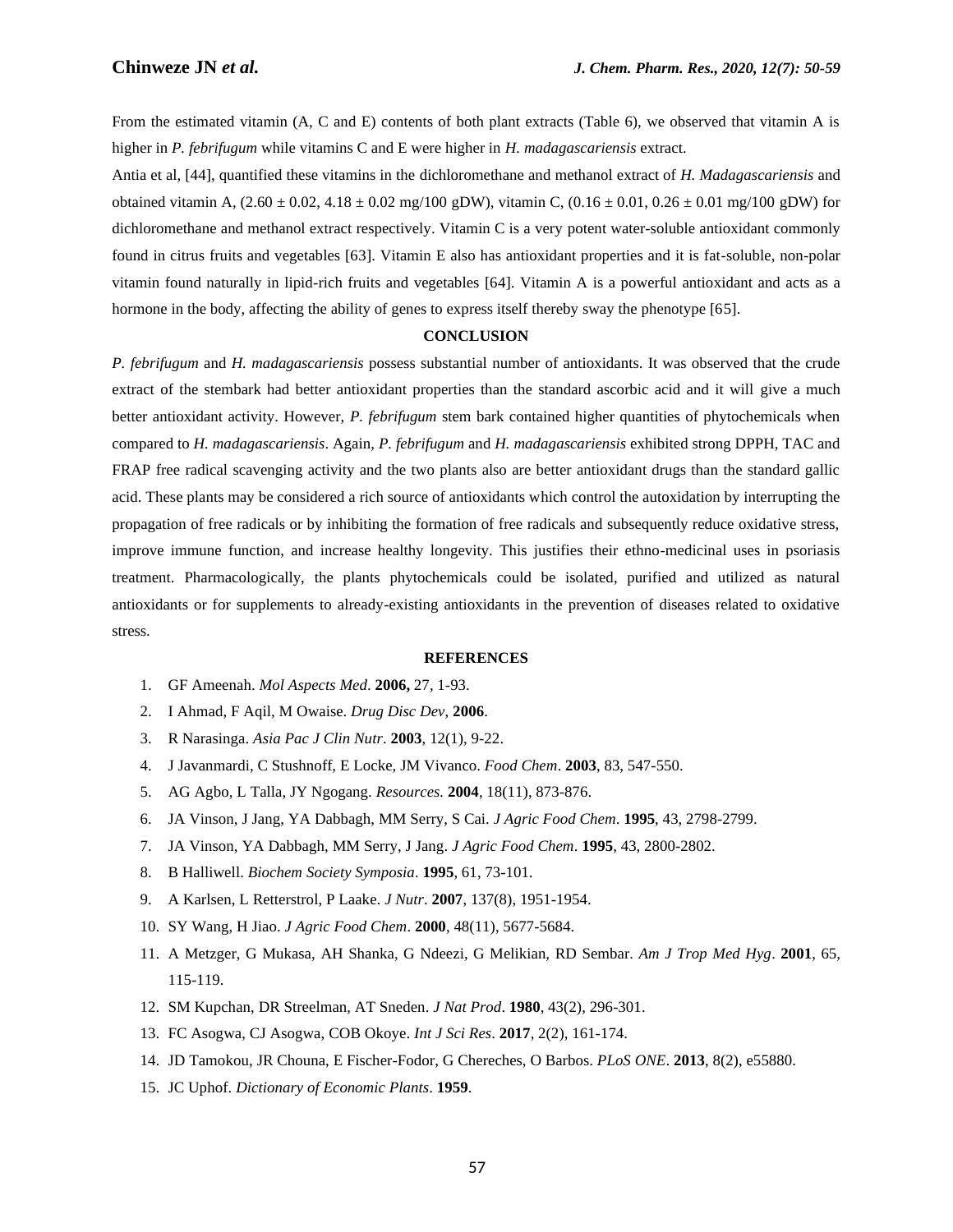From the estimated vitamin (A, C and E) contents of both plant extracts (Table 6), we observed that vitamin A is higher in *P. febrifugum* while vitamins C and E were higher in *H. madagascariensis* extract.

Antia et al, [44], quantified these vitamins in the dichloromethane and methanol extract of *H. Madagascariensis* and obtained vitamin A, (2.60 ± 0.02, 4.18 ± 0.02 mg/100 gDW), vitamin C, (0.16 ± 0.01, 0.26 ± 0.01 mg/100 gDW) for dichloromethane and methanol extract respectively. Vitamin C is a very potent water-soluble antioxidant commonly found in citrus fruits and vegetables [63]. Vitamin E also has antioxidant properties and it is fat-soluble, non-polar vitamin found naturally in lipid-rich fruits and vegetables [64]. Vitamin A is a powerful antioxidant and acts as a hormone in the body, affecting the ability of genes to express itself thereby sway the phenotype [65].

## CONCLUSION

*P. febrifugum* and *H. madagascariensis* possess substantial number of antioxidants. It was observed that the crude extract of the stembark had better antioxidant properties than the standard ascorbic acid and it will give a much better antioxidant activity. However, *P. febrifugum* stem bark contained higher quantities of phytochemicals when compared to *H. madagascariensis*. Again, *P. febrifugum* and *H. madagascariensis* exhibited strong DPPH, TAC and FRAP free radical scavenging activity and the two plants also are better antioxidant drugs than the standard gallic acid. These plants may be considered a rich source of antioxidants which control the autoxidation by interrupting the propagation of free radicals or by inhibiting the formation of free radicals and subsequently reduce oxidative stress, improve immune function, and increase healthy longevity. This justifies their ethno-medicinal uses in psoriasis treatment. Pharmacologically, the plants phytochemicals could be isolated, purified and utilized as natural antioxidants or for supplements to already-existing antioxidants in the prevention of diseases related to oxidative stress.

## REFERENCES

1. GF Ameenah. *Mol Aspects Med*. **2006,** 27, 1-93.
2. I Ahmad, F Aqil, M Owaise. *Drug Disc Dev*, **2006**.
3. R Narasinga. *Asia Pac J Clin Nutr*. **2003**, 12(1), 9-22.
4. J Javanmardi, C Stushnoff, E Locke, JM Vivanco. *Food Chem*. **2003**, 83, 547-550.
5. AG Agbo, L Talla, JY Ngogang. *Resources.* **2004**, 18(11), 873-876.
6. JA Vinson, J Jang, YA Dabbagh, MM Serry, S Cai. *J Agric Food Chem*. **1995**, 43, 2798-2799.
7. JA Vinson, YA Dabbagh, MM Serry, J Jang. *J Agric Food Chem*. **1995**, 43, 2800-2802.
8. B Halliwell. *Biochem Society Symposia*. **1995**, 61, 73-101.
9. A Karlsen, L Retterstrol, P Laake. *J Nutr*. **2007**, 137(8), 1951-1954.
10. SY Wang, H Jiao. *J Agric Food Chem*. **2000**, 48(11), 5677-5684.
11. A Metzger, G Mukasa, AH Shanka, G Ndeezi, G Melikian, RD Sembar. *Am J Trop Med Hyg*. **2001**, 65, 115-119.
12. SM Kupchan, DR Streelman, AT Sneden. *J Nat Prod*. **1980**, 43(2), 296-301.
13. FC Asogwa, CJ Asogwa, COB Okoye. *Int J Sci Res*. **2017**, 2(2), 161-174.
14. JD Tamokou, JR Chouna, E Fischer-Fodor, G Chereches, O Barbos. *PLoS ONE*. **2013**, 8(2), e55880.
15. JC Uphof. *Dictionary of Economic Plants*. **1959**.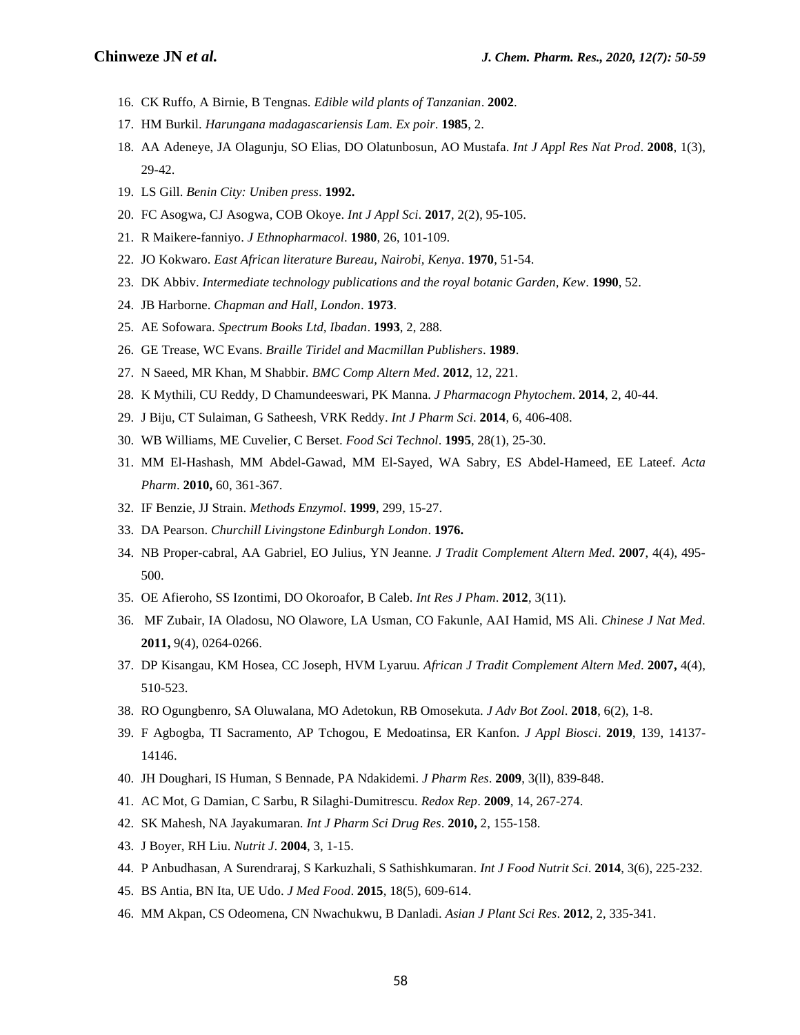16. CK Ruffo, A Birnie, B Tengnas. *Edible wild plants of Tanzanian*. **2002**.
17. HM Burkil. *Harungana madagascariensis Lam. Ex poir*. **1985**, 2.
18. AA Adeneye, JA Olagunju, SO Elias, DO Olatunbosun, AO Mustafa. *Int J Appl Res Nat Prod*. **2008**, 1(3), 29-42.
19. LS Gill. *Benin City: Uniben press*. **1992.**
20. FC Asogwa, CJ Asogwa, COB Okoye. *Int J Appl Sci*. **2017**, 2(2), 95-105.
21. R Maikere-fanniyo. *J Ethnopharmacol*. **1980**, 26, 101-109.
22. JO Kokwaro. *East African literature Bureau, Nairobi, Kenya*. **1970**, 51-54.
23. DK Abbiv. *Intermediate technology publications and the royal botanic Garden, Kew*. **1990**, 52.
24. JB Harborne. *Chapman and Hall, London*. **1973**.
25. AE Sofowara. *Spectrum Books Ltd, Ibadan*. **1993**, 2, 288.
26. GE Trease, WC Evans. *Braille Tiridel and Macmillan Publishers*. **1989**.
27. N Saeed, MR Khan, M Shabbir. *BMC Comp Altern Med*. **2012**, 12, 221.
28. K Mythili, CU Reddy, D Chamundeeswari, PK Manna. *J Pharmacogn Phytochem*. **2014**, 2, 40-44.
29. J Biju, CT Sulaiman, G Satheesh, VRK Reddy. *Int J Pharm Sci*. **2014**, 6, 406-408.
30. WB Williams, ME Cuvelier, C Berset. *Food Sci Technol*. **1995**, 28(1), 25-30.
31. MM El-Hashash, MM Abdel-Gawad, MM El-Sayed, WA Sabry, ES Abdel-Hameed, EE Lateef. *Acta Pharm*. **2010,** 60, 361-367.
32. IF Benzie, JJ Strain. *Methods Enzymol*. **1999**, 299, 15-27.
33. DA Pearson. *Churchill Livingstone Edinburgh London*. **1976.**
34. NB Proper-cabral, AA Gabriel, EO Julius, YN Jeanne. *J Tradit Complement Altern Med*. **2007**, 4(4), 495-500.
35. OE Afieroho, SS Izontimi, DO Okoroafor, B Caleb. *Int Res J Pham*. **2012**, 3(11).
36. MF Zubair, IA Oladosu, NO Olawore, LA Usman, CO Fakunle, AAI Hamid, MS Ali. *Chinese J Nat Med*. **2011,** 9(4), 0264-0266.
37. DP Kisangau, KM Hosea, CC Joseph, HVM Lyaruu. *African J Tradit Complement Altern Med*. **2007,** 4(4), 510-523.
38. RO Ogungbenro, SA Oluwalana, MO Adetokun, RB Omosekuta. *J Adv Bot Zool*. **2018**, 6(2), 1-8.
39. F Agbogba, TI Sacramento, AP Tchogou, E Medoatinsa, ER Kanfon. *J Appl Biosci*. **2019**, 139, 14137-14146.
40. JH Doughari, IS Human, S Bennade, PA Ndakidemi. *J Pharm Res*. **2009**, 3(ll), 839-848.
41. AC Mot, G Damian, C Sarbu, R Silaghi-Dumitrescu. *Redox Rep*. **2009**, 14, 267-274.
42. SK Mahesh, NA Jayakumaran. *Int J Pharm Sci Drug Res*. **2010,** 2, 155-158.
43. J Boyer, RH Liu. *Nutrit J*. **2004**, 3, 1-15.
44. P Anbudhasan, A Surendraraj, S Karkuzhali, S Sathishkumaran. *Int J Food Nutrit Sci*. **2014**, 3(6), 225-232.
45. BS Antia, BN Ita, UE Udo. *J Med Food*. **2015**, 18(5), 609-614.
46. MM Akpan, CS Odeomena, CN Nwachukwu, B Danladi. *Asian J Plant Sci Res*. **2012**, 2, 335-341.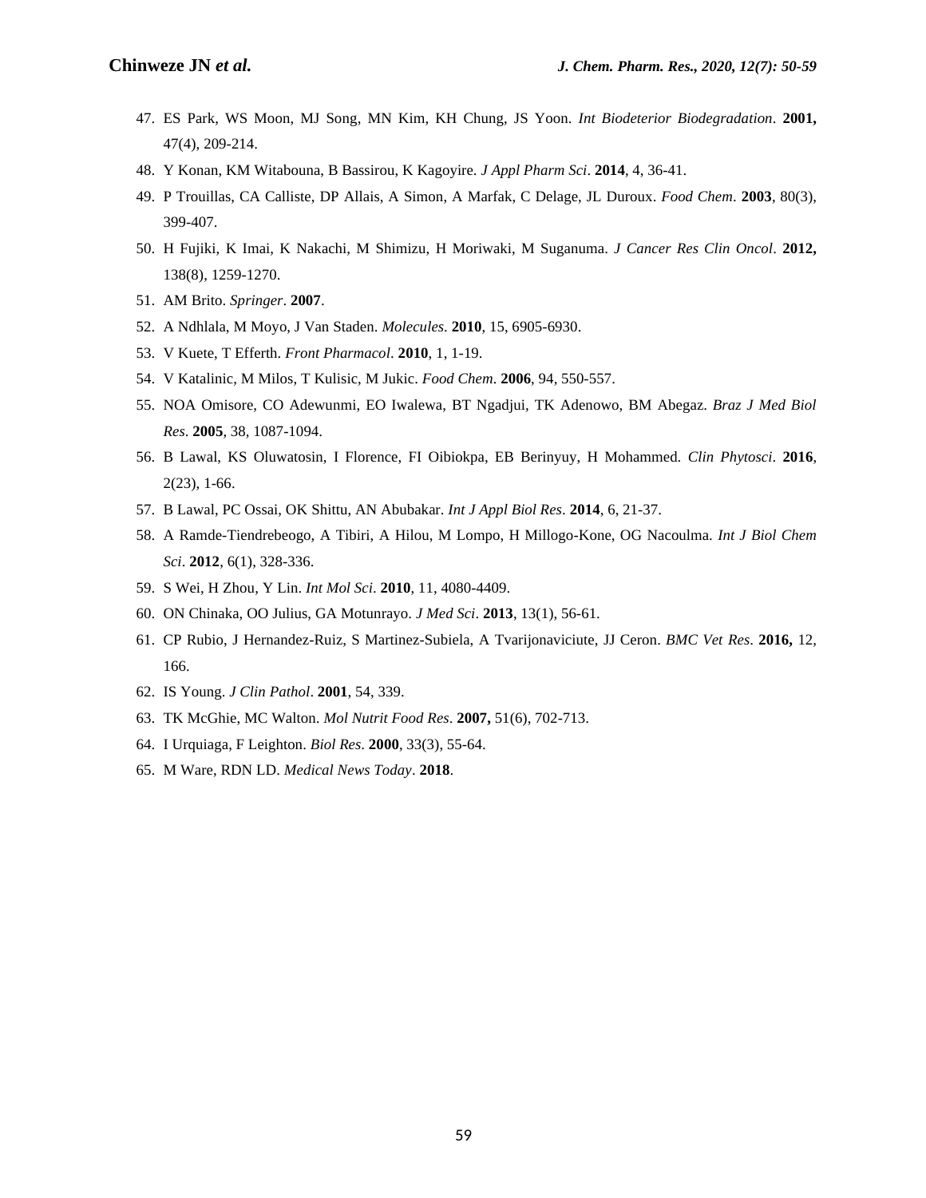47. ES Park, WS Moon, MJ Song, MN Kim, KH Chung, JS Yoon. *Int Biodeterior Biodegradation*. **2001,** 47(4), 209-214.
48. Y Konan, KM Witabouna, B Bassirou, K Kagoyire. *J Appl Pharm Sci*. **2014**, 4, 36-41.
49. P Trouillas, CA Calliste, DP Allais, A Simon, A Marfak, C Delage, JL Duroux. *Food Chem*. **2003**, 80(3), 399-407.
50. H Fujiki, K Imai, K Nakachi, M Shimizu, H Moriwaki, M Suganuma. *J Cancer Res Clin Oncol*. **2012,** 138(8), 1259-1270.
51. AM Brito. *Springer*. **2007**.
52. A Ndhlala, M Moyo, J Van Staden. *Molecules*. **2010**, 15, 6905-6930.
53. V Kuete, T Efferth. *Front Pharmacol*. **2010**, 1, 1-19.
54. V Katalinic, M Milos, T Kulisic, M Jukic. *Food Chem*. **2006**, 94, 550-557.
55. NOA Omisore, CO Adewunmi, EO Iwalewa, BT Ngadjui, TK Adenowo, BM Abegaz. *Braz J Med Biol Res*. **2005**, 38, 1087-1094.
56. B Lawal, KS Oluwatosin, I Florence, FI Oibiokpa, EB Berinyuy, H Mohammed. *Clin Phytosci*. **2016**, 2(23), 1-66.
57. B Lawal, PC Ossai, OK Shittu, AN Abubakar. *Int J Appl Biol Res*. **2014**, 6, 21-37.
58. A Ramde-Tiendrebeogo, A Tibiri, A Hilou, M Lompo, H Millogo-Kone, OG Nacoulma. *Int J Biol Chem Sci*. **2012**, 6(1), 328-336.
59. S Wei, H Zhou, Y Lin. *Int Mol Sci*. **2010**, 11, 4080-4409.
60. ON Chinaka, OO Julius, GA Motunrayo. *J Med Sci*. **2013**, 13(1), 56-61.
61. CP Rubio, J Hernandez-Ruiz, S Martinez-Subiela, A Tvarijonaviciute, JJ Ceron. *BMC Vet Res*. **2016,** 12, 166.
62. IS Young. *J Clin Pathol*. **2001**, 54, 339.
63. TK McGhie, MC Walton. *Mol Nutrit Food Res*. **2007,** 51(6), 702-713.
64. I Urquiaga, F Leighton. *Biol Res*. **2000**, 33(3), 55-64.
65. M Ware, RDN LD. *Medical News Today*. **2018**.